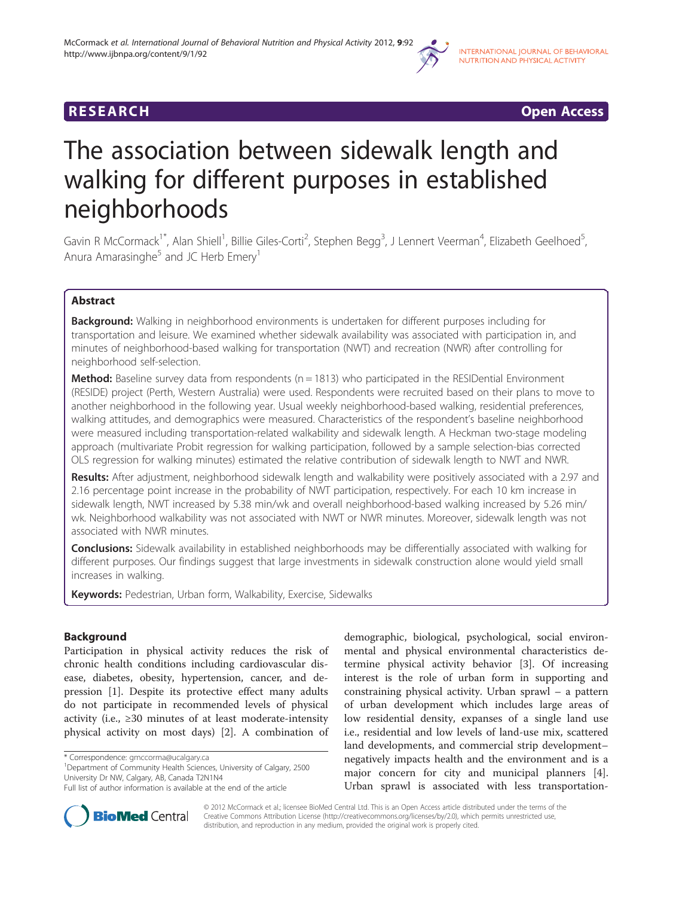**RESEARCH** **Open Access**

# The association between sidewalk length and walking for different purposes in established neighborhoods

Gavin R McCormack[1*], Alan Shiell[1], Billie Giles-Corti[2], Stephen Begg[3], J Lennert Veerman[4], Elizabeth Geelhoed[5], Anura Amarasinghe[5] and JC Herb Emery[1]

## Abstract

**Background:** Walking in neighborhood environments is undertaken for different purposes including for transportation and leisure. We examined whether sidewalk availability was associated with participation in, and minutes of neighborhood-based walking for transportation (NWT) and recreation (NWR) after controlling for neighborhood self-selection.

**Method:** Baseline survey data from respondents (n = 1813) who participated in the RESIDential Environment (RESIDE) project (Perth, Western Australia) were used. Respondents were recruited based on their plans to move to another neighborhood in the following year. Usual weekly neighborhood-based walking, residential preferences, walking attitudes, and demographics were measured. Characteristics of the respondent's baseline neighborhood were measured including transportation-related walkability and sidewalk length. A Heckman two-stage modeling approach (multivariate Probit regression for walking participation, followed by a sample selection-bias corrected OLS regression for walking minutes) estimated the relative contribution of sidewalk length to NWT and NWR.

**Results:** After adjustment, neighborhood sidewalk length and walkability were positively associated with a 2.97 and 2.16 percentage point increase in the probability of NWT participation, respectively. For each 10 km increase in sidewalk length, NWT increased by 5.38 min/wk and overall neighborhood-based walking increased by 5.26 min/wk. Neighborhood walkability was not associated with NWT or NWR minutes. Moreover, sidewalk length was not associated with NWR minutes.

**Conclusions:** Sidewalk availability in established neighborhoods may be differentially associated with walking for different purposes. Our findings suggest that large investments in sidewalk construction alone would yield small increases in walking.

**Keywords:** Pedestrian, Urban form, Walkability, Exercise, Sidewalks

## Background

Participation in physical activity reduces the risk of chronic health conditions including cardiovascular disease, diabetes, obesity, hypertension, cancer, and depression [1]. Despite its protective effect many adults do not participate in recommended levels of physical activity (i.e., ≥30 minutes of at least moderate-intensity physical activity on most days) [2]. A combination of demographic, biological, psychological, social environmental and physical environmental characteristics determine physical activity behavior [3]. Of increasing interest is the role of urban form in supporting and constraining physical activity. Urban sprawl – a pattern of urban development which includes large areas of low residential density, expanses of a single land use i.e., residential and low levels of land-use mix, scattered land developments, and commercial strip development– negatively impacts health and the environment and is a major concern for city and municipal planners [4]. Urban sprawl is associated with less transportation-

\* Correspondence: gmccorma@ucalgary.ca
[1]Department of Community Health Sciences, University of Calgary, 2500 University Dr NW, Calgary, AB, Canada T2N1N4
Full list of author information is available at the end of the article

© 2012 McCormack et al.; licensee BioMed Central Ltd. This is an Open Access article distributed under the terms of the Creative Commons Attribution License (http://creativecommons.org/licenses/by/2.0), which permits unrestricted use, distribution, and reproduction in any medium, provided the original work is properly cited.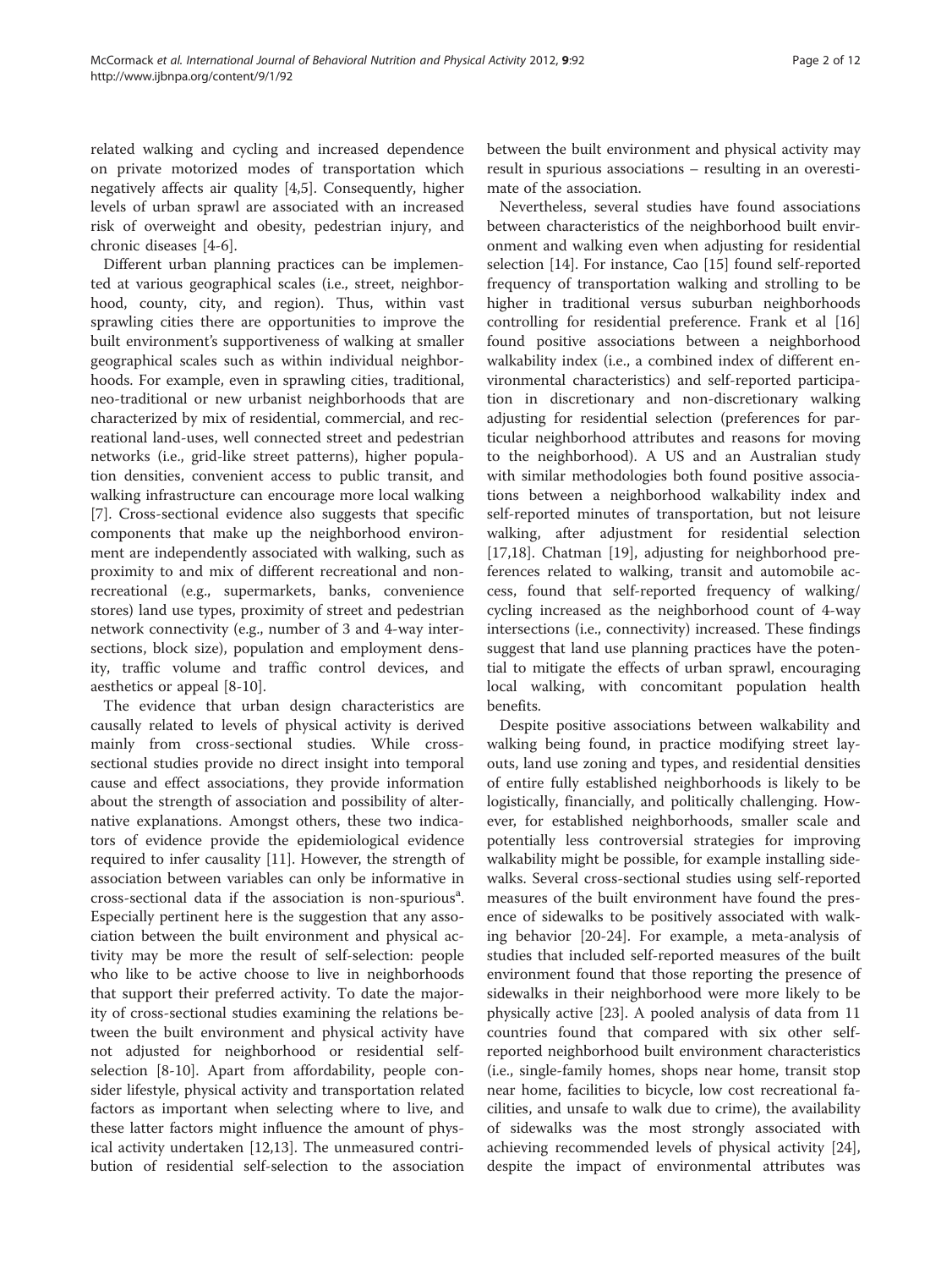related walking and cycling and increased dependence on private motorized modes of transportation which negatively affects air quality [4,5]. Consequently, higher levels of urban sprawl are associated with an increased risk of overweight and obesity, pedestrian injury, and chronic diseases [4-6].

Different urban planning practices can be implemented at various geographical scales (i.e., street, neighborhood, county, city, and region). Thus, within vast sprawling cities there are opportunities to improve the built environment's supportiveness of walking at smaller geographical scales such as within individual neighborhoods. For example, even in sprawling cities, traditional, neo-traditional or new urbanist neighborhoods that are characterized by mix of residential, commercial, and recreational land-uses, well connected street and pedestrian networks (i.e., grid-like street patterns), higher population densities, convenient access to public transit, and walking infrastructure can encourage more local walking [7]. Cross-sectional evidence also suggests that specific components that make up the neighborhood environment are independently associated with walking, such as proximity to and mix of different recreational and non-recreational (e.g., supermarkets, banks, convenience stores) land use types, proximity of street and pedestrian network connectivity (e.g., number of 3 and 4-way intersections, block size), population and employment density, traffic volume and traffic control devices, and aesthetics or appeal [8-10].

The evidence that urban design characteristics are causally related to levels of physical activity is derived mainly from cross-sectional studies. While cross-sectional studies provide no direct insight into temporal cause and effect associations, they provide information about the strength of association and possibility of alternative explanations. Amongst others, these two indicators of evidence provide the epidemiological evidence required to infer causality [11]. However, the strength of association between variables can only be informative in cross-sectional data if the association is non-spurious[a]. Especially pertinent here is the suggestion that any association between the built environment and physical activity may be more the result of self-selection: people who like to be active choose to live in neighborhoods that support their preferred activity. To date the majority of cross-sectional studies examining the relations between the built environment and physical activity have not adjusted for neighborhood or residential self-selection [8-10]. Apart from affordability, people consider lifestyle, physical activity and transportation related factors as important when selecting where to live, and these latter factors might influence the amount of physical activity undertaken [12,13]. The unmeasured contribution of residential self-selection to the association between the built environment and physical activity may result in spurious associations – resulting in an overestimate of the association.

Nevertheless, several studies have found associations between characteristics of the neighborhood built environment and walking even when adjusting for residential selection [14]. For instance, Cao [15] found self-reported frequency of transportation walking and strolling to be higher in traditional versus suburban neighborhoods controlling for residential preference. Frank et al [16] found positive associations between a neighborhood walkability index (i.e., a combined index of different environmental characteristics) and self-reported participation in discretionary and non-discretionary walking adjusting for residential selection (preferences for particular neighborhood attributes and reasons for moving to the neighborhood). A US and an Australian study with similar methodologies both found positive associations between a neighborhood walkability index and self-reported minutes of transportation, but not leisure walking, after adjustment for residential selection [17,18]. Chatman [19], adjusting for neighborhood preferences related to walking, transit and automobile access, found that self-reported frequency of walking/cycling increased as the neighborhood count of 4-way intersections (i.e., connectivity) increased. These findings suggest that land use planning practices have the potential to mitigate the effects of urban sprawl, encouraging local walking, with concomitant population health benefits.

Despite positive associations between walkability and walking being found, in practice modifying street layouts, land use zoning and types, and residential densities of entire fully established neighborhoods is likely to be logistically, financially, and politically challenging. However, for established neighborhoods, smaller scale and potentially less controversial strategies for improving walkability might be possible, for example installing sidewalks. Several cross-sectional studies using self-reported measures of the built environment have found the presence of sidewalks to be positively associated with walking behavior [20-24]. For example, a meta-analysis of studies that included self-reported measures of the built environment found that those reporting the presence of sidewalks in their neighborhood were more likely to be physically active [23]. A pooled analysis of data from 11 countries found that compared with six other self-reported neighborhood built environment characteristics (i.e., single-family homes, shops near home, transit stop near home, facilities to bicycle, low cost recreational facilities, and unsafe to walk due to crime), the availability of sidewalks was the most strongly associated with achieving recommended levels of physical activity [24], despite the impact of environmental attributes was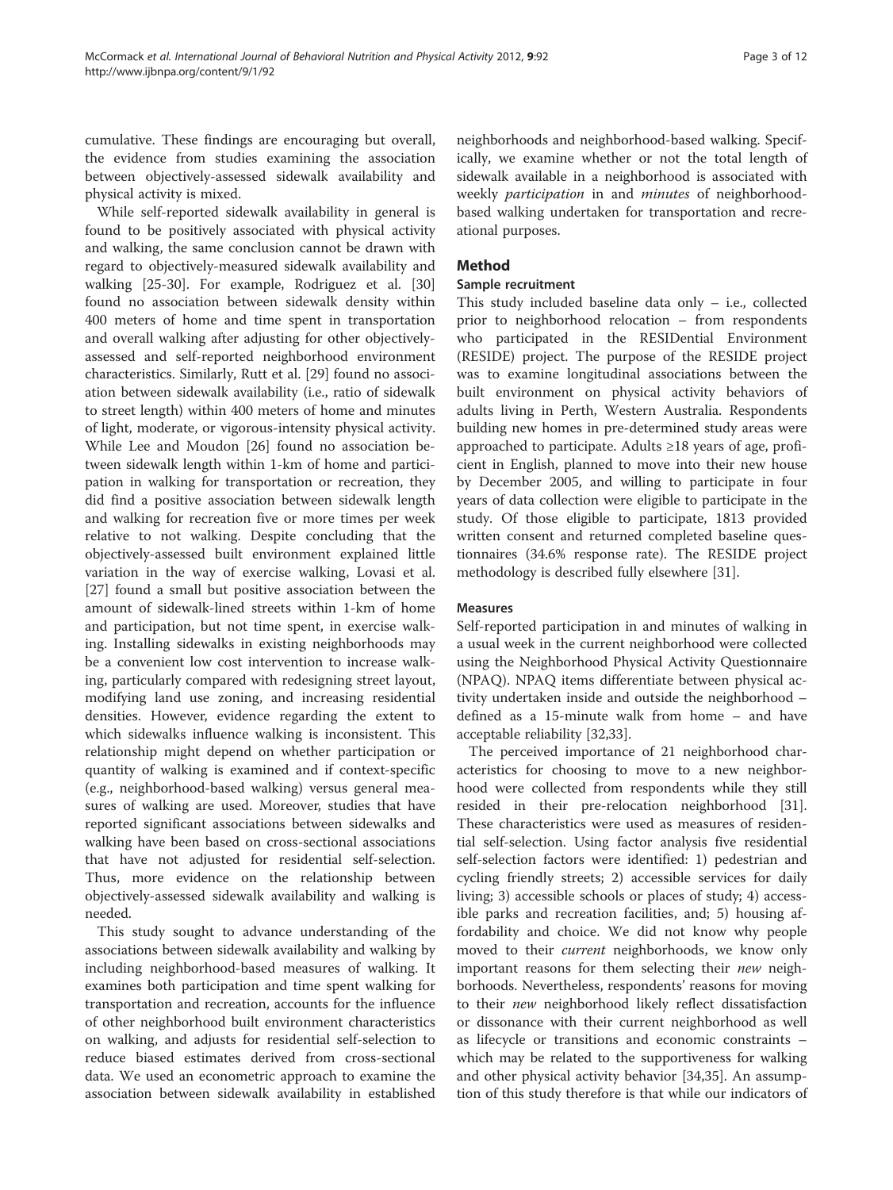cumulative. These findings are encouraging but overall, the evidence from studies examining the association between objectively-assessed sidewalk availability and physical activity is mixed.

While self-reported sidewalk availability in general is found to be positively associated with physical activity and walking, the same conclusion cannot be drawn with regard to objectively-measured sidewalk availability and walking [25-30]. For example, Rodriguez et al. [30] found no association between sidewalk density within 400 meters of home and time spent in transportation and overall walking after adjusting for other objectively-assessed and self-reported neighborhood environment characteristics. Similarly, Rutt et al. [29] found no association between sidewalk availability (i.e., ratio of sidewalk to street length) within 400 meters of home and minutes of light, moderate, or vigorous-intensity physical activity. While Lee and Moudon [26] found no association between sidewalk length within 1-km of home and participation in walking for transportation or recreation, they did find a positive association between sidewalk length and walking for recreation five or more times per week relative to not walking. Despite concluding that the objectively-assessed built environment explained little variation in the way of exercise walking, Lovasi et al. [27] found a small but positive association between the amount of sidewalk-lined streets within 1-km of home and participation, but not time spent, in exercise walking. Installing sidewalks in existing neighborhoods may be a convenient low cost intervention to increase walking, particularly compared with redesigning street layout, modifying land use zoning, and increasing residential densities. However, evidence regarding the extent to which sidewalks influence walking is inconsistent. This relationship might depend on whether participation or quantity of walking is examined and if context-specific (e.g., neighborhood-based walking) versus general measures of walking are used. Moreover, studies that have reported significant associations between sidewalks and walking have been based on cross-sectional associations that have not adjusted for residential self-selection. Thus, more evidence on the relationship between objectively-assessed sidewalk availability and walking is needed.

This study sought to advance understanding of the associations between sidewalk availability and walking by including neighborhood-based measures of walking. It examines both participation and time spent walking for transportation and recreation, accounts for the influence of other neighborhood built environment characteristics on walking, and adjusts for residential self-selection to reduce biased estimates derived from cross-sectional data. We used an econometric approach to examine the association between sidewalk availability in established neighborhoods and neighborhood-based walking. Specifically, we examine whether or not the total length of sidewalk available in a neighborhood is associated with weekly *participation* in and *minutes* of neighborhood-based walking undertaken for transportation and recreational purposes.

## Method

### Sample recruitment

This study included baseline data only – i.e., collected prior to neighborhood relocation – from respondents who participated in the RESIDential Environment (RESIDE) project. The purpose of the RESIDE project was to examine longitudinal associations between the built environment on physical activity behaviors of adults living in Perth, Western Australia. Respondents building new homes in pre-determined study areas were approached to participate. Adults ≥18 years of age, proficient in English, planned to move into their new house by December 2005, and willing to participate in four years of data collection were eligible to participate in the study. Of those eligible to participate, 1813 provided written consent and returned completed baseline questionnaires (34.6% response rate). The RESIDE project methodology is described fully elsewhere [31].

### Measures

Self-reported participation in and minutes of walking in a usual week in the current neighborhood were collected using the Neighborhood Physical Activity Questionnaire (NPAQ). NPAQ items differentiate between physical activity undertaken inside and outside the neighborhood – defined as a 15-minute walk from home – and have acceptable reliability [32,33].

The perceived importance of 21 neighborhood characteristics for choosing to move to a new neighborhood were collected from respondents while they still resided in their pre-relocation neighborhood [31]. These characteristics were used as measures of residential self-selection. Using factor analysis five residential self-selection factors were identified: 1) pedestrian and cycling friendly streets; 2) accessible services for daily living; 3) accessible schools or places of study; 4) accessible parks and recreation facilities, and; 5) housing affordability and choice. We did not know why people moved to their *current* neighborhoods, we know only important reasons for them selecting their *new* neighborhoods. Nevertheless, respondents' reasons for moving to their *new* neighborhood likely reflect dissatisfaction or dissonance with their current neighborhood as well as lifecycle or transitions and economic constraints – which may be related to the supportiveness for walking and other physical activity behavior [34,35]. An assumption of this study therefore is that while our indicators of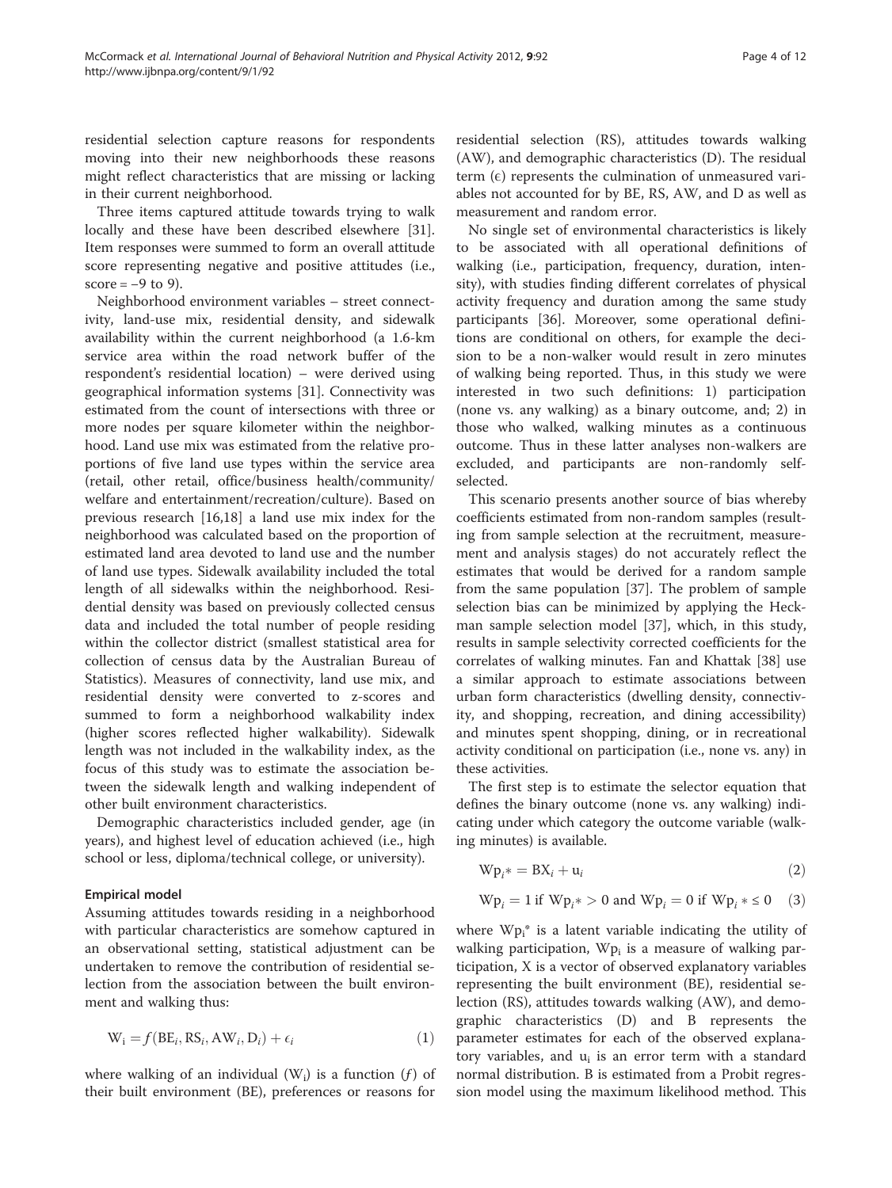residential selection capture reasons for respondents moving into their new neighborhoods these reasons might reflect characteristics that are missing or lacking in their current neighborhood.

Three items captured attitude towards trying to walk locally and these have been described elsewhere [31]. Item responses were summed to form an overall attitude score representing negative and positive attitudes (i.e., score = −9 to 9).

Neighborhood environment variables – street connectivity, land-use mix, residential density, and sidewalk availability within the current neighborhood (a 1.6-km service area within the road network buffer of the respondent's residential location) – were derived using geographical information systems [31]. Connectivity was estimated from the count of intersections with three or more nodes per square kilometer within the neighborhood. Land use mix was estimated from the relative proportions of five land use types within the service area (retail, other retail, office/business health/community/welfare and entertainment/recreation/culture). Based on previous research [16,18] a land use mix index for the neighborhood was calculated based on the proportion of estimated land area devoted to land use and the number of land use types. Sidewalk availability included the total length of all sidewalks within the neighborhood. Residential density was based on previously collected census data and included the total number of people residing within the collector district (smallest statistical area for collection of census data by the Australian Bureau of Statistics). Measures of connectivity, land use mix, and residential density were converted to z-scores and summed to form a neighborhood walkability index (higher scores reflected higher walkability). Sidewalk length was not included in the walkability index, as the focus of this study was to estimate the association between the sidewalk length and walking independent of other built environment characteristics.

Demographic characteristics included gender, age (in years), and highest level of education achieved (i.e., high school or less, diploma/technical college, or university).

### Empirical model

Assuming attitudes towards residing in a neighborhood with particular characteristics are somehow captured in an observational setting, statistical adjustment can be undertaken to remove the contribution of residential selection from the association between the built environment and walking thus:

$$W_i = f(BE_i, RS_i, AW_i, D_i) + \epsilon_i \quad (1)$$

where walking of an individual ($W_i$) is a function ($f$) of their built environment (BE), preferences or reasons for residential selection (RS), attitudes towards walking (AW), and demographic characteristics (D). The residual term ($\epsilon$) represents the culmination of unmeasured variables not accounted for by BE, RS, AW, and D as well as measurement and random error.

No single set of environmental characteristics is likely to be associated with all operational definitions of walking (i.e., participation, frequency, duration, intensity), with studies finding different correlates of physical activity frequency and duration among the same study participants [36]. Moreover, some operational definitions are conditional on others, for example the decision to be a non-walker would result in zero minutes of walking being reported. Thus, in this study we were interested in two such definitions: 1) participation (none vs. any walking) as a binary outcome, and; 2) in those who walked, walking minutes as a continuous outcome. Thus in these latter analyses non-walkers are excluded, and participants are non-randomly self-selected.

This scenario presents another source of bias whereby coefficients estimated from non-random samples (resulting from sample selection at the recruitment, measurement and analysis stages) do not accurately reflect the estimates that would be derived for a random sample from the same population [37]. The problem of sample selection bias can be minimized by applying the Heckman sample selection model [37], which, in this study, results in sample selectivity corrected coefficients for the correlates of walking minutes. Fan and Khattak [38] use a similar approach to estimate associations between urban form characteristics (dwelling density, connectivity, and shopping, recreation, and dining accessibility) and minutes spent shopping, dining, or in recreational activity conditional on participation (i.e., none vs. any) in these activities.

The first step is to estimate the selector equation that defines the binary outcome (none vs. any walking) indicating under which category the outcome variable (walking minutes) is available.

$$Wp_i* = BX_i + u_i \quad (2)$$

$$Wp_i = 1 \text{ if } Wp_i* > 0 \text{ and } Wp_i = 0 \text{ if } Wp_i* \leq 0 \quad (3)$$

where $Wp_i^*$ is a latent variable indicating the utility of walking participation, $Wp_i$ is a measure of walking participation, X is a vector of observed explanatory variables representing the built environment (BE), residential selection (RS), attitudes towards walking (AW), and demographic characteristics (D) and B represents the parameter estimates for each of the observed explanatory variables, and $u_i$ is an error term with a standard normal distribution. B is estimated from a Probit regression model using the maximum likelihood method. This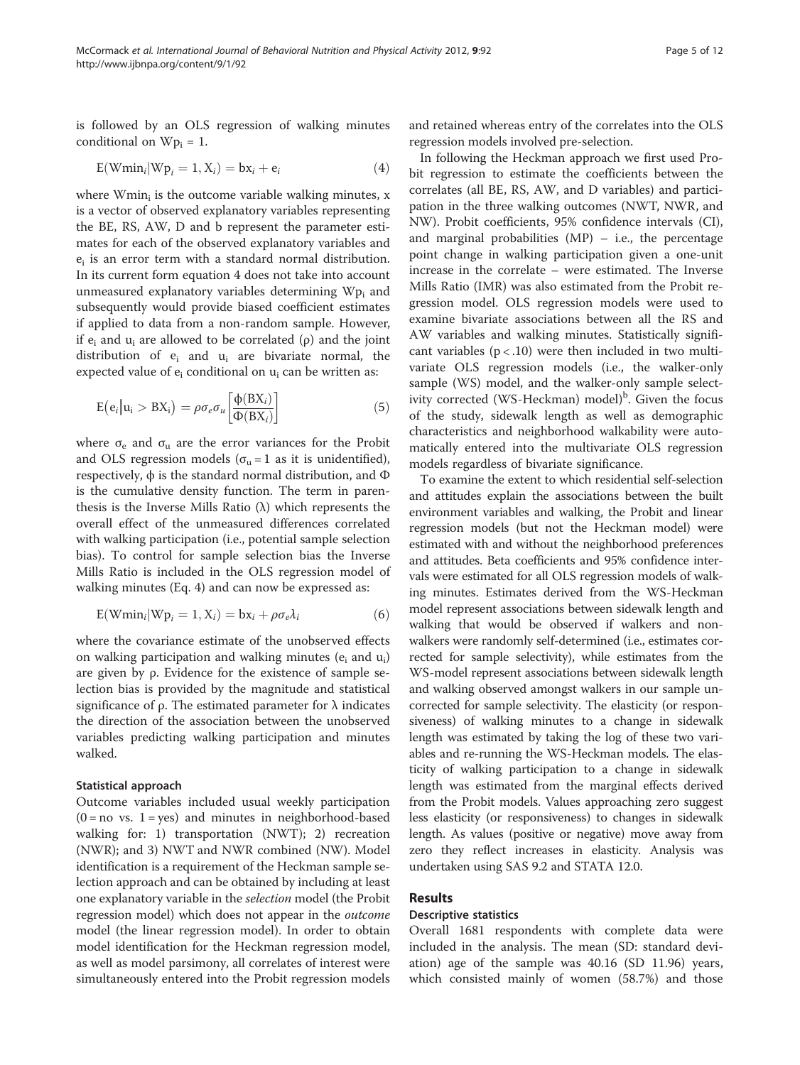is followed by an OLS regression of walking minutes conditional on $Wp_i = 1$.

$$E(Wmin_i|Wp_i = 1, X_i) = bx_i + e_i \quad (4)$$

where $Wmin_i$ is the outcome variable walking minutes, x is a vector of observed explanatory variables representing the BE, RS, AW, D and b represent the parameter estimates for each of the observed explanatory variables and $e_i$ is an error term with a standard normal distribution. In its current form equation 4 does not take into account unmeasured explanatory variables determining $Wp_i$ and subsequently would provide biased coefficient estimates if applied to data from a non-random sample. However, if $e_i$ and $u_i$ are allowed to be correlated (ρ) and the joint distribution of $e_i$ and $u_i$ are bivariate normal, the expected value of $e_i$ conditional on $u_i$ can be written as:

$$E(e_i|u_i > BX_i) = \rho\sigma_e\sigma_u\left[\frac{\phi(BX_i)}{\Phi(BX_i)}\right] \quad (5)$$

where $\sigma_e$ and $\sigma_u$ are the error variances for the Probit and OLS regression models ($\sigma_u = 1$ as it is unidentified), respectively, ϕ is the standard normal distribution, and Φ is the cumulative density function. The term in parenthesis is the Inverse Mills Ratio (λ) which represents the overall effect of the unmeasured differences correlated with walking participation (i.e., potential sample selection bias). To control for sample selection bias the Inverse Mills Ratio is included in the OLS regression model of walking minutes (Eq. 4) and can now be expressed as:

$$E(Wmin_i|Wp_i = 1, X_i) = bx_i + \rho\sigma_e\lambda_i \quad (6)$$

where the covariance estimate of the unobserved effects on walking participation and walking minutes ($e_i$ and $u_i$) are given by ρ. Evidence for the existence of sample selection bias is provided by the magnitude and statistical significance of ρ. The estimated parameter for λ indicates the direction of the association between the unobserved variables predicting walking participation and minutes walked.

### Statistical approach

Outcome variables included usual weekly participation (0 = no vs. 1 = yes) and minutes in neighborhood-based walking for: 1) transportation (NWT); 2) recreation (NWR); and 3) NWT and NWR combined (NW). Model identification is a requirement of the Heckman sample selection approach and can be obtained by including at least one explanatory variable in the *selection* model (the Probit regression model) which does not appear in the *outcome* model (the linear regression model). In order to obtain model identification for the Heckman regression model, as well as model parsimony, all correlates of interest were simultaneously entered into the Probit regression models and retained whereas entry of the correlates into the OLS regression models involved pre-selection.

In following the Heckman approach we first used Probit regression to estimate the coefficients between the correlates (all BE, RS, AW, and D variables) and participation in the three walking outcomes (NWT, NWR, and NW). Probit coefficients, 95% confidence intervals (CI), and marginal probabilities (MP) – i.e., the percentage point change in walking participation given a one-unit increase in the correlate – were estimated. The Inverse Mills Ratio (IMR) was also estimated from the Probit regression model. OLS regression models were used to examine bivariate associations between all the RS and AW variables and walking minutes. Statistically significant variables ($p < .10$) were then included in two multivariate OLS regression models (i.e., the walker-only sample (WS) model, and the walker-only sample selectivity corrected (WS-Heckman) model)[b]. Given the focus of the study, sidewalk length as well as demographic characteristics and neighborhood walkability were automatically entered into the multivariate OLS regression models regardless of bivariate significance.

To examine the extent to which residential self-selection and attitudes explain the associations between the built environment variables and walking, the Probit and linear regression models (but not the Heckman model) were estimated with and without the neighborhood preferences and attitudes. Beta coefficients and 95% confidence intervals were estimated for all OLS regression models of walking minutes. Estimates derived from the WS-Heckman model represent associations between sidewalk length and walking that would be observed if walkers and non-walkers were randomly self-determined (i.e., estimates corrected for sample selectivity), while estimates from the WS-model represent associations between sidewalk length and walking observed amongst walkers in our sample uncorrected for sample selectivity. The elasticity (or responsiveness) of walking minutes to a change in sidewalk length was estimated by taking the log of these two variables and re-running the WS-Heckman models. The elasticity of walking participation to a change in sidewalk length was estimated from the marginal effects derived from the Probit models. Values approaching zero suggest less elasticity (or responsiveness) to changes in sidewalk length. As values (positive or negative) move away from zero they reflect increases in elasticity. Analysis was undertaken using SAS 9.2 and STATA 12.0.

## Results

### Descriptive statistics

Overall 1681 respondents with complete data were included in the analysis. The mean (SD: standard deviation) age of the sample was 40.16 (SD 11.96) years, which consisted mainly of women (58.7%) and those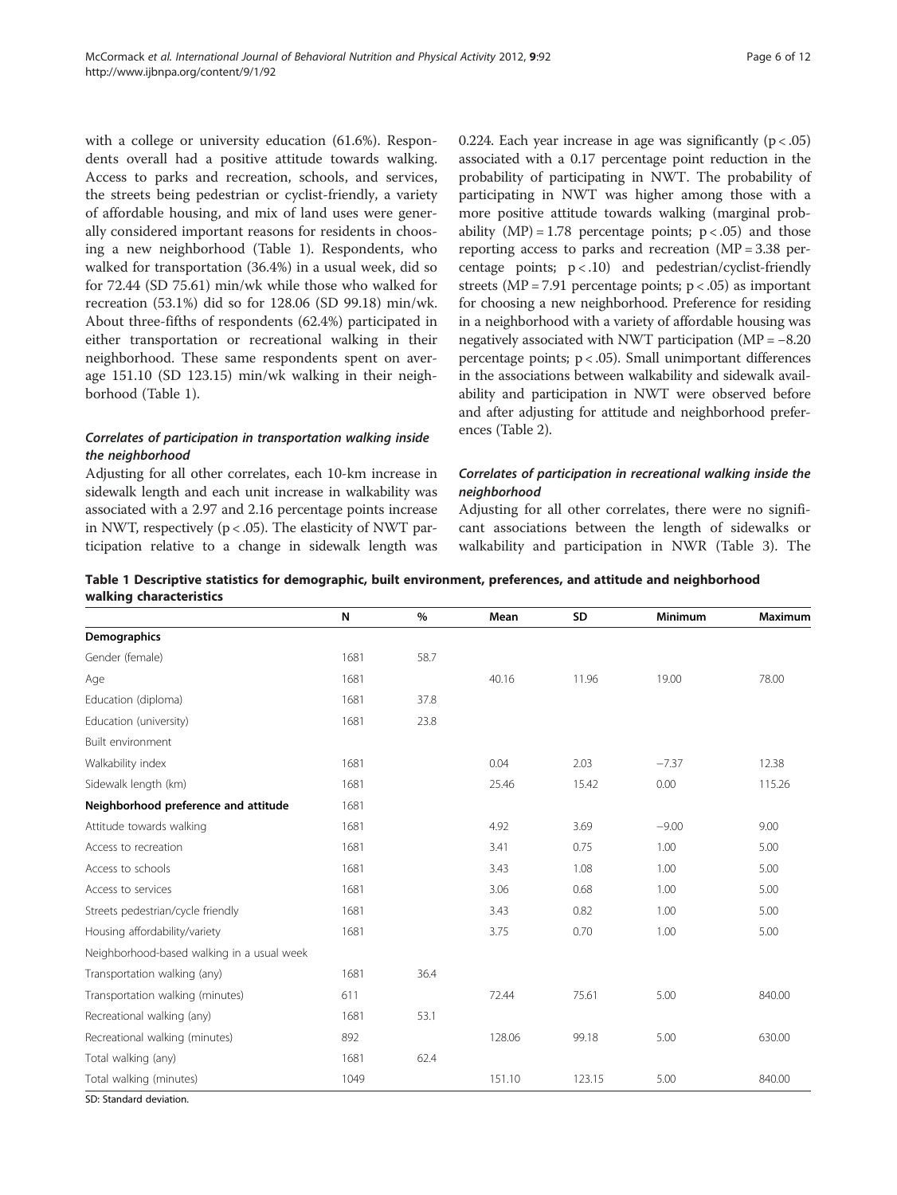with a college or university education (61.6%). Respondents overall had a positive attitude towards walking. Access to parks and recreation, schools, and services, the streets being pedestrian or cyclist-friendly, a variety of affordable housing, and mix of land uses were generally considered important reasons for residents in choosing a new neighborhood (Table 1). Respondents, who walked for transportation (36.4%) in a usual week, did so for 72.44 (SD 75.61) min/wk while those who walked for recreation (53.1%) did so for 128.06 (SD 99.18) min/wk. About three-fifths of respondents (62.4%) participated in either transportation or recreational walking in their neighborhood. These same respondents spent on average 151.10 (SD 123.15) min/wk walking in their neighborhood (Table 1).

### *Correlates of participation in transportation walking inside the neighborhood*

Adjusting for all other correlates, each 10-km increase in sidewalk length and each unit increase in walkability was associated with a 2.97 and 2.16 percentage points increase in NWT, respectively ($p < .05$). The elasticity of NWT participation relative to a change in sidewalk length was 0.224. Each year increase in age was significantly ($p < .05$) associated with a 0.17 percentage point reduction in the probability of participating in NWT. The probability of participating in NWT was higher among those with a more positive attitude towards walking (marginal probability (MP) = 1.78 percentage points; $p < .05$) and those reporting access to parks and recreation (MP = 3.38 percentage points; $p < .10$) and pedestrian/cyclist-friendly streets (MP = 7.91 percentage points; $p < .05$) as important for choosing a new neighborhood. Preference for residing in a neighborhood with a variety of affordable housing was negatively associated with NWT participation (MP = −8.20 percentage points; $p < .05$). Small unimportant differences in the associations between walkability and sidewalk availability and participation in NWT were observed before and after adjusting for attitude and neighborhood preferences (Table 2).

### *Correlates of participation in recreational walking inside the neighborhood*

Adjusting for all other correlates, there were no significant associations between the length of sidewalks or walkability and participation in NWR (Table 3). The

**Table 1 Descriptive statistics for demographic, built environment, preferences, and attitude and neighborhood walking characteristics**

| | N | % | Mean | SD | Minimum | Maximum |
|---|---|---|---|---|---|---|
| **Demographics** | | | | | | |
| Gender (female) | 1681 | 58.7 | | | | |
| Age | 1681 | | 40.16 | 11.96 | 19.00 | 78.00 |
| Education (diploma) | 1681 | 37.8 | | | | |
| Education (university) | 1681 | 23.8 | | | | |
| Built environment | | | | | | |
| Walkability index | 1681 | | 0.04 | 2.03 | −7.37 | 12.38 |
| Sidewalk length (km) | 1681 | | 25.46 | 15.42 | 0.00 | 115.26 |
| **Neighborhood preference and attitude** | 1681 | | | | | |
| Attitude towards walking | 1681 | | 4.92 | 3.69 | −9.00 | 9.00 |
| Access to recreation | 1681 | | 3.41 | 0.75 | 1.00 | 5.00 |
| Access to schools | 1681 | | 3.43 | 1.08 | 1.00 | 5.00 |
| Access to services | 1681 | | 3.06 | 0.68 | 1.00 | 5.00 |
| Streets pedestrian/cycle friendly | 1681 | | 3.43 | 0.82 | 1.00 | 5.00 |
| Housing affordability/variety | 1681 | | 3.75 | 0.70 | 1.00 | 5.00 |
| Neighborhood-based walking in a usual week | | | | | | |
| Transportation walking (any) | 1681 | 36.4 | | | | |
| Transportation walking (minutes) | 611 | | 72.44 | 75.61 | 5.00 | 840.00 |
| Recreational walking (any) | 1681 | 53.1 | | | | |
| Recreational walking (minutes) | 892 | | 128.06 | 99.18 | 5.00 | 630.00 |
| Total walking (any) | 1681 | 62.4 | | | | |
| Total walking (minutes) | 1049 | | 151.10 | 123.15 | 5.00 | 840.00 |

SD: Standard deviation.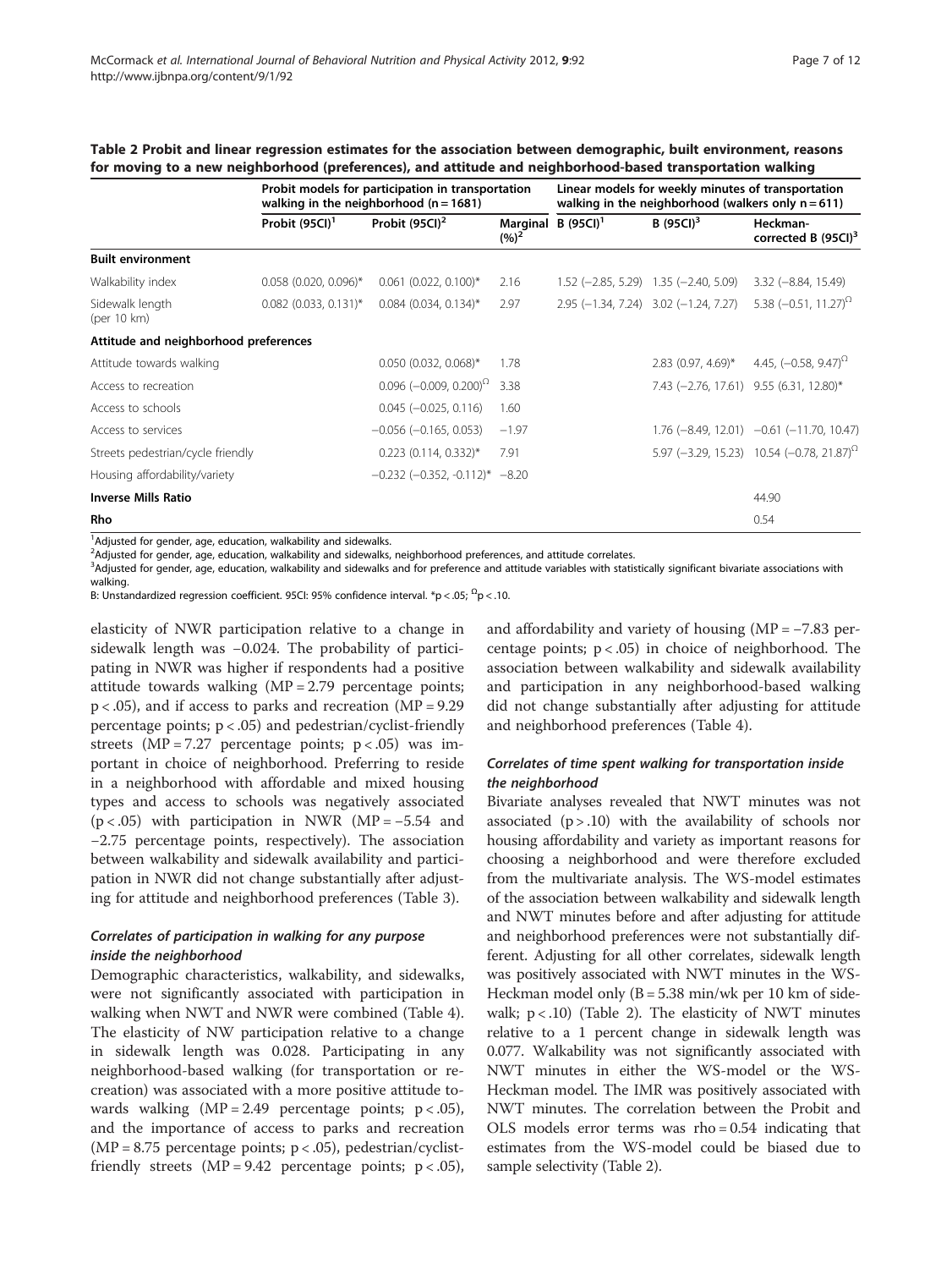**Table 2 Probit and linear regression estimates for the association between demographic, built environment, reasons for moving to a new neighborhood (preferences), and attitude and neighborhood-based transportation walking**

| | Probit models for participation in transportation walking in the neighborhood (n = 1681) | | | Linear models for weekly minutes of transportation walking in the neighborhood (walkers only n = 611) | | |
|---|---|---|---|---|---|---|
| | Probit (95CI)[1] | Probit (95CI)[2] | Marginal (%)[2] | B (95CI)[1] | B (95CI)[3] | Heckman-corrected B (95CI)[3] |
| **Built environment** | | | | | | |
| Walkability index | 0.058 (0.020, 0.096)* | 0.061 (0.022, 0.100)* | 2.16 | 1.52 (−2.85, 5.29) | 1.35 (−2.40, 5.09) | 3.32 (−8.84, 15.49) |
| Sidewalk length (per 10 km) | 0.082 (0.033, 0.131)* | 0.084 (0.034, 0.134)* | 2.97 | 2.95 (−1.34, 7.24) | 3.02 (−1.24, 7.27) | 5.38 (−0.51, 11.27)$^{\Omega}$ |
| **Attitude and neighborhood preferences** | | | | | | |
| Attitude towards walking | | 0.050 (0.032, 0.068)* | 1.78 | | 2.83 (0.97, 4.69)* | 4.45, (−0.58, 9.47)$^{\Omega}$ |
| Access to recreation | | 0.096 (−0.009, 0.200)$^{\Omega}$ | 3.38 | | 7.43 (−2.76, 17.61) | 9.55 (6.31, 12.80)* |
| Access to schools | | 0.045 (−0.025, 0.116) | 1.60 | | | |
| Access to services | | −0.056 (−0.165, 0.053) | −1.97 | | 1.76 (−8.49, 12.01) | −0.61 (−11.70, 10.47) |
| Streets pedestrian/cycle friendly | | 0.223 (0.114, 0.332)* | 7.91 | | 5.97 (−3.29, 15.23) | 10.54 (−0.78, 21.87)$^{\Omega}$ |
| Housing affordability/variety | | −0.232 (−0.352, -0.112)* | −8.20 | | | |
| **Inverse Mills Ratio** | | | | | | 44.90 |
| **Rho** | | | | | | 0.54 |

[1]Adjusted for gender, age, education, walkability and sidewalks.
[2]Adjusted for gender, age, education, walkability and sidewalks, neighborhood preferences, and attitude correlates.
[3]Adjusted for gender, age, education, walkability and sidewalks and for preference and attitude variables with statistically significant bivariate associations with walking.
B: Unstandardized regression coefficient. 95CI: 95% confidence interval. *$p < .05$; $^{\Omega}p < .10$.

elasticity of NWR participation relative to a change in sidewalk length was −0.024. The probability of participating in NWR was higher if respondents had a positive attitude towards walking (MP = 2.79 percentage points; $p < .05$), and if access to parks and recreation (MP = 9.29 percentage points; $p < .05$) and pedestrian/cyclist-friendly streets (MP = 7.27 percentage points; $p < .05$) was important in choice of neighborhood. Preferring to reside in a neighborhood with affordable and mixed housing types and access to schools was negatively associated ($p < .05$) with participation in NWR (MP = −5.54 and −2.75 percentage points, respectively). The association between walkability and sidewalk availability and participation in NWR did not change substantially after adjusting for attitude and neighborhood preferences (Table 3).

### *Correlates of participation in walking for any purpose inside the neighborhood*

Demographic characteristics, walkability, and sidewalks, were not significantly associated with participation in walking when NWT and NWR were combined (Table 4). The elasticity of NW participation relative to a change in sidewalk length was 0.028. Participating in any neighborhood-based walking (for transportation or recreation) was associated with a more positive attitude towards walking (MP = 2.49 percentage points; $p < .05$), and the importance of access to parks and recreation (MP = 8.75 percentage points; $p < .05$), pedestrian/cyclist-friendly streets (MP = 9.42 percentage points; $p < .05$), and affordability and variety of housing (MP = −7.83 percentage points; $p < .05$) in choice of neighborhood. The association between walkability and sidewalk availability and participation in any neighborhood-based walking did not change substantially after adjusting for attitude and neighborhood preferences (Table 4).

### *Correlates of time spent walking for transportation inside the neighborhood*

Bivariate analyses revealed that NWT minutes was not associated ($p > .10$) with the availability of schools nor housing affordability and variety as important reasons for choosing a neighborhood and were therefore excluded from the multivariate analysis. The WS-model estimates of the association between walkability and sidewalk length and NWT minutes before and after adjusting for attitude and neighborhood preferences were not substantially different. Adjusting for all other correlates, sidewalk length was positively associated with NWT minutes in the WS-Heckman model only (B = 5.38 min/wk per 10 km of sidewalk; $p < .10$) (Table 2). The elasticity of NWT minutes relative to a 1 percent change in sidewalk length was 0.077. Walkability was not significantly associated with NWT minutes in either the WS-model or the WS-Heckman model. The IMR was positively associated with NWT minutes. The correlation between the Probit and OLS models error terms was rho = 0.54 indicating that estimates from the WS-model could be biased due to sample selectivity (Table 2).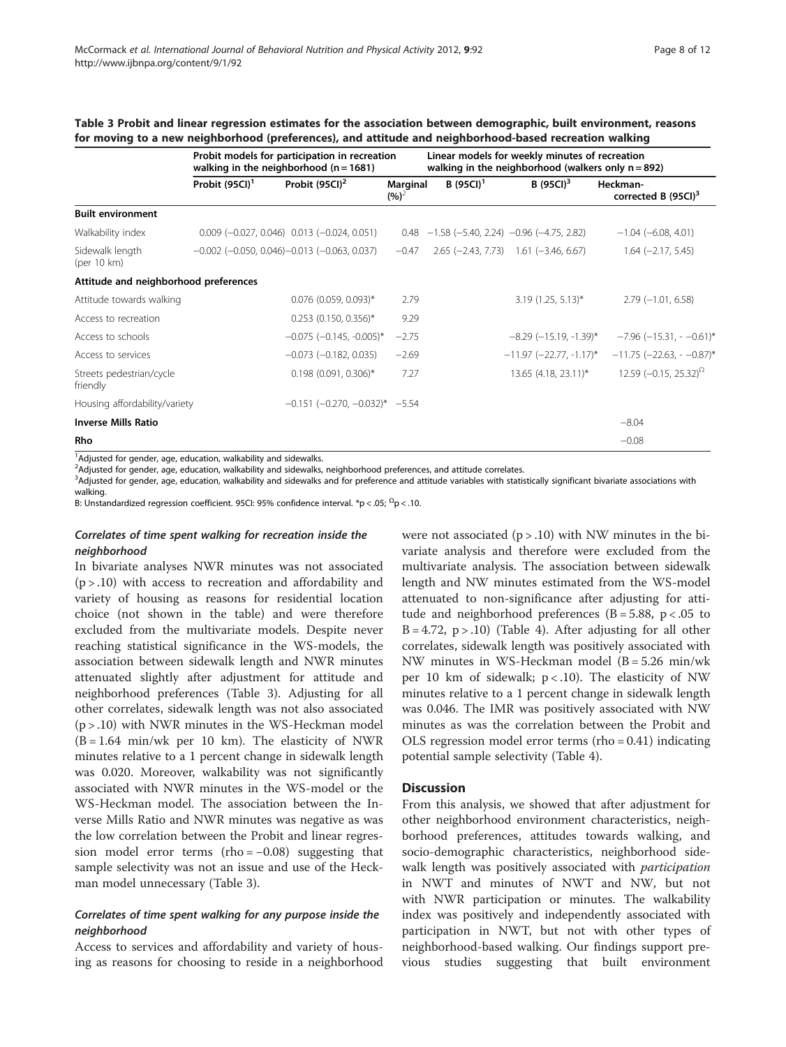**Table 3 Probit and linear regression estimates for the association between demographic, built environment, reasons for moving to a new neighborhood (preferences), and attitude and neighborhood-based recreation walking**

| | Probit models for participation in recreation walking in the neighborhood (n = 1681) | | | Linear models for weekly minutes of recreation walking in the neighborhood (walkers only n = 892) | | |
|---|---|---|---|---|---|---|
| | Probit (95CI)[1] | Probit (95CI)[2] | Marginal (%)[2] | B (95CI)[1] | B (95CI)[3] | Heckman-corrected B (95CI)[3] |
| **Built environment** | | | | | | |
| Walkability index | 0.009 (−0.027, 0.046) | 0.013 (−0.024, 0.051) | 0.48 | −1.58 (−5.40, 2.24) | −0.96 (−4.75, 2.82) | −1.04 (−6.08, 4.01) |
| Sidewalk length (per 10 km) | −0.002 (−0.050, 0.046) | −0.013 (−0.063, 0.037) | −0.47 | 2.65 (−2.43, 7.73) | 1.61 (−3.46, 6.67) | 1.64 (−2.17, 5.45) |
| **Attitude and neighborhood preferences** | | | | | | |
| Attitude towards walking | | 0.076 (0.059, 0.093)* | 2.79 | | 3.19 (1.25, 5.13)* | 2.79 (−1.01, 6.58) |
| Access to recreation | | 0.253 (0.150, 0.356)* | 9.29 | | | |
| Access to schools | | −0.075 (−0.145, -0.005)* | −2.75 | | −8.29 (−15.19, -1.39)* | −7.96 (−15.31, - −0.61)* |
| Access to services | | −0.073 (−0.182, 0.035) | −2.69 | | −11.97 (−22.77, -1.17)* | −11.75 (−22.63, - −0.87)* |
| Streets pedestrian/cycle friendly | | 0.198 (0.091, 0.306)* | 7.27 | | 13.65 (4.18, 23.11)* | 12.59 (−0.15, 25.32)[Ω] |
| Housing affordability/variety | | −0.151 (−0.270, −0.032)* | −5.54 | | | |
| **Inverse Mills Ratio** | | | | | | −8.04 |
| **Rho** | | | | | | −0.08 |

[1]Adjusted for gender, age, education, walkability and sidewalks.
[2]Adjusted for gender, age, education, walkability and sidewalks, neighborhood preferences, and attitude correlates.
[3]Adjusted for gender, age, education, walkability and sidewalks and for preference and attitude variables with statistically significant bivariate associations with walking.
B: Unstandardized regression coefficient. 95CI: 95% confidence interval. *p < .05; [Ω]p < .10.

### *Correlates of time spent walking for recreation inside the neighborhood*

In bivariate analyses NWR minutes was not associated (p > .10) with access to recreation and affordability and variety of housing as reasons for residential location choice (not shown in the table) and were therefore excluded from the multivariate models. Despite never reaching statistical significance in the WS-models, the association between sidewalk length and NWR minutes attenuated slightly after adjustment for attitude and neighborhood preferences (Table 3). Adjusting for all other correlates, sidewalk length was not also associated (p > .10) with NWR minutes in the WS-Heckman model (B = 1.64 min/wk per 10 km). The elasticity of NWR minutes relative to a 1 percent change in sidewalk length was 0.020. Moreover, walkability was not significantly associated with NWR minutes in the WS-model or the WS-Heckman model. The association between the Inverse Mills Ratio and NWR minutes was negative as was the low correlation between the Probit and linear regression model error terms (rho = −0.08) suggesting that sample selectivity was not an issue and use of the Heckman model unnecessary (Table 3).

### *Correlates of time spent walking for any purpose inside the neighborhood*

Access to services and affordability and variety of housing as reasons for choosing to reside in a neighborhood were not associated (p > .10) with NW minutes in the bivariate analysis and therefore were excluded from the multivariate analysis. The association between sidewalk length and NW minutes estimated from the WS-model attenuated to non-significance after adjusting for attitude and neighborhood preferences (B = 5.88, p < .05 to B = 4.72, p > .10) (Table 4). After adjusting for all other correlates, sidewalk length was positively associated with NW minutes in WS-Heckman model (B = 5.26 min/wk per 10 km of sidewalk; p < .10). The elasticity of NW minutes relative to a 1 percent change in sidewalk length was 0.046. The IMR was positively associated with NW minutes as was the correlation between the Probit and OLS regression model error terms (rho = 0.41) indicating potential sample selectivity (Table 4).

## Discussion

From this analysis, we showed that after adjustment for other neighborhood environment characteristics, neighborhood preferences, attitudes towards walking, and socio-demographic characteristics, neighborhood sidewalk length was positively associated with *participation* in NWT and minutes of NWT and NW, but not with NWR participation or minutes. The walkability index was positively and independently associated with participation in NWT, but not with other types of neighborhood-based walking. Our findings support previous studies suggesting that built environment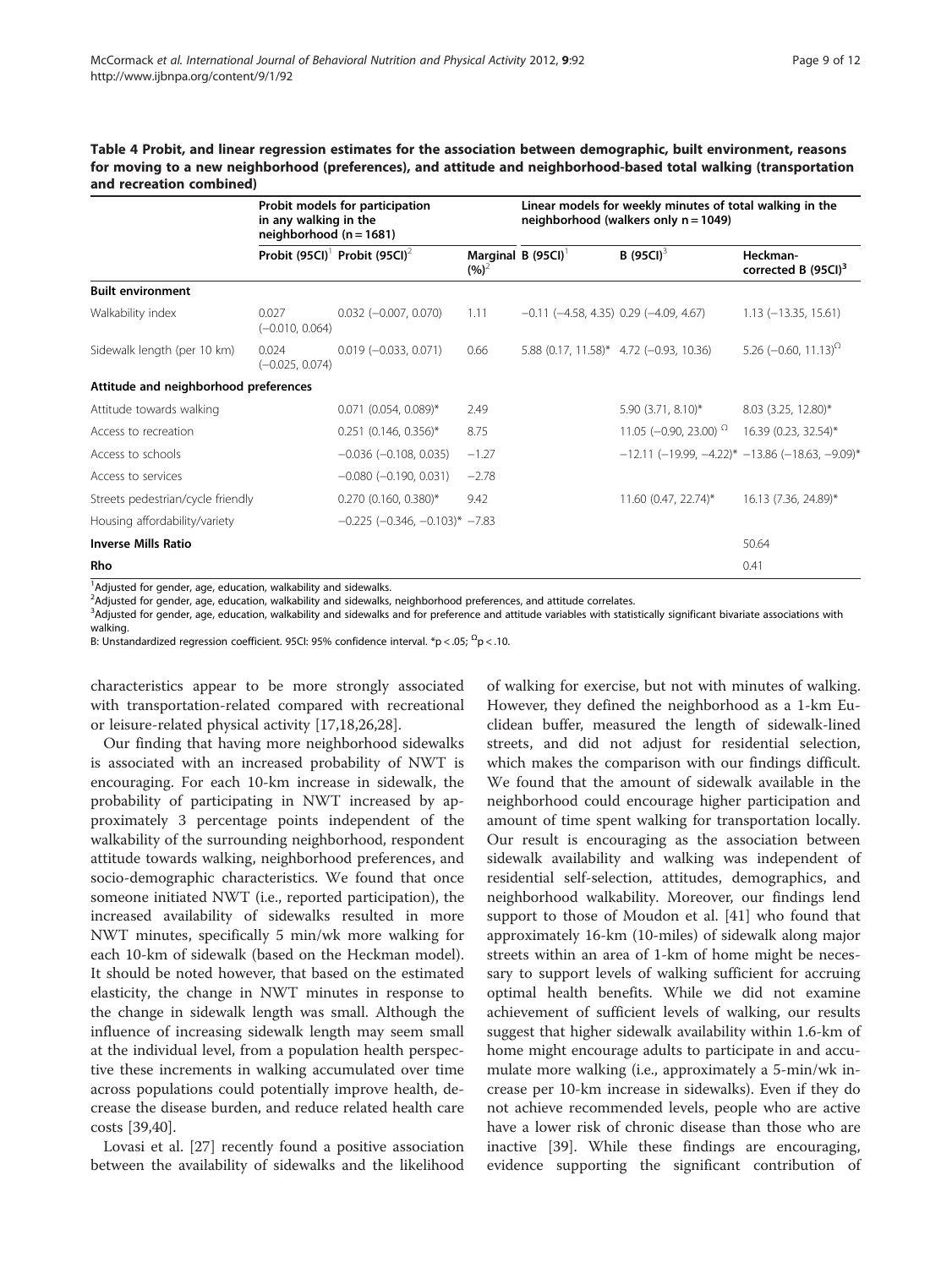**Table 4 Probit, and linear regression estimates for the association between demographic, built environment, reasons for moving to a new neighborhood (preferences), and attitude and neighborhood-based total walking (transportation and recreation combined)**

| | Probit models for participation in any walking in the neighborhood (n = 1681) | | | Linear models for weekly minutes of total walking in the neighborhood (walkers only n = 1049) | | |
|---|---|---|---|---|---|---|
| | Probit (95CI)[1] | Probit (95CI)[2] | Marginal (%)[2] | B (95CI)[1] | B (95CI)[3] | Heckman-corrected B (95CI)[3] |
| **Built environment** | | | | | | |
| Walkability index | 0.027 (−0.010, 0.064) | 0.032 (−0.007, 0.070) | 1.11 | −0.11 (−4.58, 4.35) | 0.29 (−4.09, 4.67) | 1.13 (−13.35, 15.61) |
| Sidewalk length (per 10 km) | 0.024 (−0.025, 0.074) | 0.019 (−0.033, 0.071) | 0.66 | 5.88 (0.17, 11.58)* | 4.72 (−0.93, 10.36) | 5.26 (−0.60, 11.13)$^{\Omega}$ |
| **Attitude and neighborhood preferences** | | | | | | |
| Attitude towards walking | | 0.071 (0.054, 0.089)* | 2.49 | | 5.90 (3.71, 8.10)* | 8.03 (3.25, 12.80)* |
| Access to recreation | | 0.251 (0.146, 0.356)* | 8.75 | | 11.05 (−0.90, 23.00) $^{\Omega}$ | 16.39 (0.23, 32.54)* |
| Access to schools | | −0.036 (−0.108, 0.035) | −1.27 | | −12.11 (−19.99, −4.22)* | −13.86 (−18.63, −9.09)* |
| Access to services | | −0.080 (−0.190, 0.031) | −2.78 | | | |
| Streets pedestrian/cycle friendly | | 0.270 (0.160, 0.380)* | 9.42 | | 11.60 (0.47, 22.74)* | 16.13 (7.36, 24.89)* |
| Housing affordability/variety | | −0.225 (−0.346, −0.103)* | −7.83 | | | |
| **Inverse Mills Ratio** | | | | | | 50.64 |
| **Rho** | | | | | | 0.41 |

[1]Adjusted for gender, age, education, walkability and sidewalks.
[2]Adjusted for gender, age, education, walkability and sidewalks, neighborhood preferences, and attitude correlates.
[3]Adjusted for gender, age, education, walkability and sidewalks and for preference and attitude variables with statistically significant bivariate associations with walking.
B: Unstandardized regression coefficient. 95CI: 95% confidence interval. *p < .05; $^{\Omega}$p < .10.

characteristics appear to be more strongly associated with transportation-related compared with recreational or leisure-related physical activity [17,18,26,28].

Our finding that having more neighborhood sidewalks is associated with an increased probability of NWT is encouraging. For each 10-km increase in sidewalk, the probability of participating in NWT increased by approximately 3 percentage points independent of the walkability of the surrounding neighborhood, respondent attitude towards walking, neighborhood preferences, and socio-demographic characteristics. We found that once someone initiated NWT (i.e., reported participation), the increased availability of sidewalks resulted in more NWT minutes, specifically 5 min/wk more walking for each 10-km of sidewalk (based on the Heckman model). It should be noted however, that based on the estimated elasticity, the change in NWT minutes in response to the change in sidewalk length was small. Although the influence of increasing sidewalk length may seem small at the individual level, from a population health perspective these increments in walking accumulated over time across populations could potentially improve health, decrease the disease burden, and reduce related health care costs [39,40].

Lovasi et al. [27] recently found a positive association between the availability of sidewalks and the likelihood of walking for exercise, but not with minutes of walking. However, they defined the neighborhood as a 1-km Euclidean buffer, measured the length of sidewalk-lined streets, and did not adjust for residential selection, which makes the comparison with our findings difficult. We found that the amount of sidewalk available in the neighborhood could encourage higher participation and amount of time spent walking for transportation locally. Our result is encouraging as the association between sidewalk availability and walking was independent of residential self-selection, attitudes, demographics, and neighborhood walkability. Moreover, our findings lend support to those of Moudon et al. [41] who found that approximately 16-km (10-miles) of sidewalk along major streets within an area of 1-km of home might be necessary to support levels of walking sufficient for accruing optimal health benefits. While we did not examine achievement of sufficient levels of walking, our results suggest that higher sidewalk availability within 1.6-km of home might encourage adults to participate in and accumulate more walking (i.e., approximately a 5-min/wk increase per 10-km increase in sidewalks). Even if they do not achieve recommended levels, people who are active have a lower risk of chronic disease than those who are inactive [39]. While these findings are encouraging, evidence supporting the significant contribution of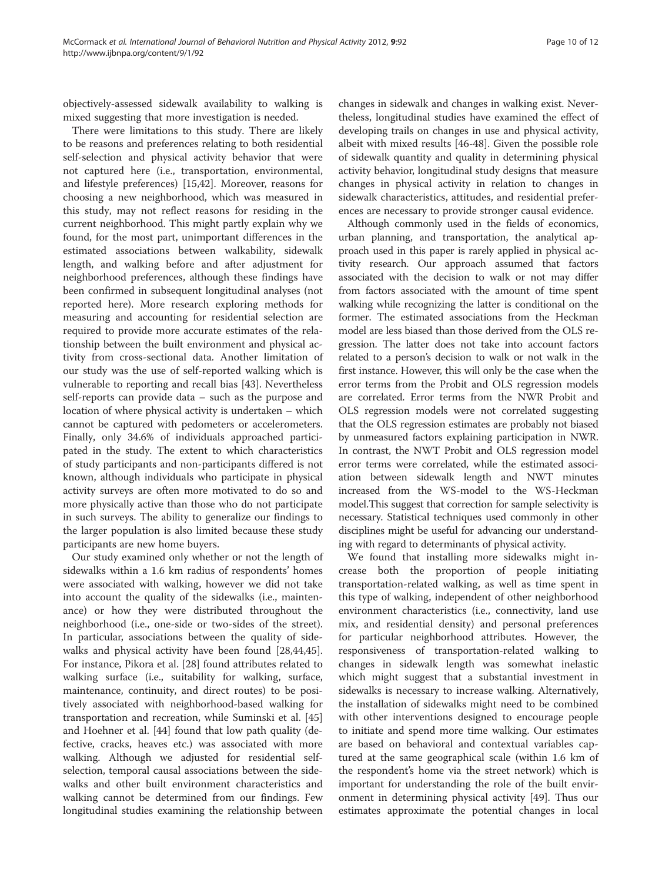objectively-assessed sidewalk availability to walking is mixed suggesting that more investigation is needed.

There were limitations to this study. There are likely to be reasons and preferences relating to both residential self-selection and physical activity behavior that were not captured here (i.e., transportation, environmental, and lifestyle preferences) [15,42]. Moreover, reasons for choosing a new neighborhood, which was measured in this study, may not reflect reasons for residing in the current neighborhood. This might partly explain why we found, for the most part, unimportant differences in the estimated associations between walkability, sidewalk length, and walking before and after adjustment for neighborhood preferences, although these findings have been confirmed in subsequent longitudinal analyses (not reported here). More research exploring methods for measuring and accounting for residential selection are required to provide more accurate estimates of the relationship between the built environment and physical activity from cross-sectional data. Another limitation of our study was the use of self-reported walking which is vulnerable to reporting and recall bias [43]. Nevertheless self-reports can provide data – such as the purpose and location of where physical activity is undertaken – which cannot be captured with pedometers or accelerometers. Finally, only 34.6% of individuals approached participated in the study. The extent to which characteristics of study participants and non-participants differed is not known, although individuals who participate in physical activity surveys are often more motivated to do so and more physically active than those who do not participate in such surveys. The ability to generalize our findings to the larger population is also limited because these study participants are new home buyers.

Our study examined only whether or not the length of sidewalks within a 1.6 km radius of respondents' homes were associated with walking, however we did not take into account the quality of the sidewalks (i.e., maintenance) or how they were distributed throughout the neighborhood (i.e., one-side or two-sides of the street). In particular, associations between the quality of sidewalks and physical activity have been found [28,44,45]. For instance, Pikora et al. [28] found attributes related to walking surface (i.e., suitability for walking, surface, maintenance, continuity, and direct routes) to be positively associated with neighborhood-based walking for transportation and recreation, while Suminski et al. [45] and Hoehner et al. [44] found that low path quality (defective, cracks, heaves etc.) was associated with more walking. Although we adjusted for residential self-selection, temporal causal associations between the sidewalks and other built environment characteristics and walking cannot be determined from our findings. Few longitudinal studies examining the relationship between changes in sidewalk and changes in walking exist. Nevertheless, longitudinal studies have examined the effect of developing trails on changes in use and physical activity, albeit with mixed results [46-48]. Given the possible role of sidewalk quantity and quality in determining physical activity behavior, longitudinal study designs that measure changes in physical activity in relation to changes in sidewalk characteristics, attitudes, and residential preferences are necessary to provide stronger causal evidence.

Although commonly used in the fields of economics, urban planning, and transportation, the analytical approach used in this paper is rarely applied in physical activity research. Our approach assumed that factors associated with the decision to walk or not may differ from factors associated with the amount of time spent walking while recognizing the latter is conditional on the former. The estimated associations from the Heckman model are less biased than those derived from the OLS regression. The latter does not take into account factors related to a person's decision to walk or not walk in the first instance. However, this will only be the case when the error terms from the Probit and OLS regression models are correlated. Error terms from the NWR Probit and OLS regression models were not correlated suggesting that the OLS regression estimates are probably not biased by unmeasured factors explaining participation in NWR. In contrast, the NWT Probit and OLS regression model error terms were correlated, while the estimated association between sidewalk length and NWT minutes increased from the WS-model to the WS-Heckman model.This suggest that correction for sample selectivity is necessary. Statistical techniques used commonly in other disciplines might be useful for advancing our understanding with regard to determinants of physical activity.

We found that installing more sidewalks might increase both the proportion of people initiating transportation-related walking, as well as time spent in this type of walking, independent of other neighborhood environment characteristics (i.e., connectivity, land use mix, and residential density) and personal preferences for particular neighborhood attributes. However, the responsiveness of transportation-related walking to changes in sidewalk length was somewhat inelastic which might suggest that a substantial investment in sidewalks is necessary to increase walking. Alternatively, the installation of sidewalks might need to be combined with other interventions designed to encourage people to initiate and spend more time walking. Our estimates are based on behavioral and contextual variables captured at the same geographical scale (within 1.6 km of the respondent's home via the street network) which is important for understanding the role of the built environment in determining physical activity [49]. Thus our estimates approximate the potential changes in local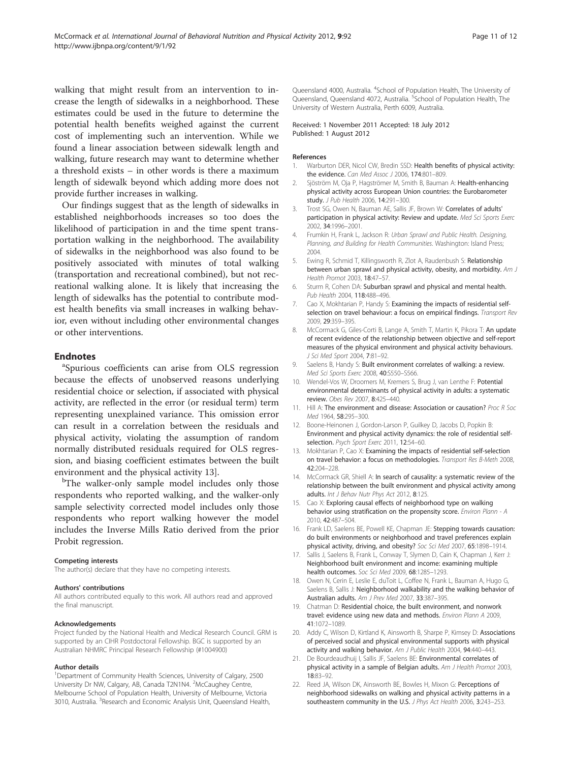walking that might result from an intervention to increase the length of sidewalks in a neighborhood. These estimates could be used in the future to determine the potential health benefits weighed against the current cost of implementing such an intervention. While we found a linear association between sidewalk length and walking, future research may want to determine whether a threshold exists – in other words is there a maximum length of sidewalk beyond which adding more does not provide further increases in walking.

Our findings suggest that as the length of sidewalks in established neighborhoods increases so too does the likelihood of participation in and the time spent transportation walking in the neighborhood. The availability of sidewalks in the neighborhood was also found to be positively associated with minutes of total walking (transportation and recreational combined), but not recreational walking alone. It is likely that increasing the length of sidewalks has the potential to contribute modest health benefits via small increases in walking behavior, even without including other environmental changes or other interventions.

## Endnotes

[a]Spurious coefficients can arise from OLS regression because the effects of unobserved reasons underlying residential choice or selection, if associated with physical activity, are reflected in the error (or residual term) term representing unexplained variance. This omission error can result in a correlation between the residuals and physical activity, violating the assumption of random normally distributed residuals required for OLS regression, and biasing coefficient estimates between the built environment and the physical activity 13].

[b]The walker-only sample model includes only those respondents who reported walking, and the walker-only sample selectivity corrected model includes only those respondents who report walking however the model includes the Inverse Mills Ratio derived from the prior Probit regression.

#### Competing interests
The author(s) declare that they have no competing interests.

#### Authors' contributions
All authors contributed equally to this work. All authors read and approved the final manuscript.

#### Acknowledgements
Project funded by the National Health and Medical Research Council. GRM is supported by an CIHR Postdoctoral Fellowship. BGC is supported by an Australian NHMRC Principal Research Fellowship (#1004900)

#### Author details
[1]Department of Community Health Sciences, University of Calgary, 2500 University Dr NW, Calgary, AB, Canada T2N1N4. [2]McCaughey Centre, Melbourne School of Population Health, University of Melbourne, Victoria 3010, Australia. [3]Research and Economic Analysis Unit, Queensland Health, Queensland 4000, Australia. [4]School of Population Health, The University of Queensland, Queensland 4072, Australia. [5]School of Population Health, The University of Western Australia, Perth 6009, Australia.

Received: 1 November 2011 Accepted: 18 July 2012
Published: 1 August 2012

#### References

1. Warburton DER, Nicol CW, Bredin SSD: **Health benefits of physical activity: the evidence.** *Can Med Assoc J* 2006, **174**:801–809.
2. Sjöström M, Oja P, Hagströmer M, Smith B, Bauman A: **Health-enhancing physical activity across European Union countries: the Eurobarometer study.** *J Pub Health* 2006, **14**:291–300.
3. Trost SG, Owen N, Bauman AE, Sallis JF, Brown W: **Correlates of adults' participation in physical activity: Review and update.** *Med Sci Sports Exerc* 2002, **34**:1996–2001.
4. Frumkin H, Frank L, Jackson R: *Urban Sprawl and Public Health. Designing, Planning, and Building for Health Communities.* Washington: Island Press; 2004.
5. Ewing R, Schmid T, Killingsworth R, Zlot A, Raudenbush S: **Relationship between urban sprawl and physical activity, obesity, and morbidity.** *Am J Health Promot* 2003, **18**:47–57.
6. Sturm R, Cohen DA: **Suburban sprawl and physical and mental health.** *Pub Health* 2004, **118**:488–496.
7. Cao X, Mokhtarian P, Handy S: **Examining the impacts of residential self-selection on travel behaviour: a focus on empirical findings.** *Transport Rev* 2009, **29**:359–395.
8. McCormack G, Giles-Corti B, Lange A, Smith T, Martin K, Pikora T: **An update of recent evidence of the relationship between objective and self-report measures of the physical environment and physical activity behaviours.** *J Sci Med Sport* 2004, **7**:81–92.
9. Saelens B, Handy S: **Built environment correlates of walking: a review.** *Med Sci Sports Exerc* 2008, **40**:S550–S566.
10. Wendel-Vos W, Droomers M, Kremers S, Brug J, van Lenthe F: **Potential environmental determinants of physical activity in adults: a systematic review.** *Obes Rev* 2007, **8**:425–440.
11. Hill A: **The environment and disease: Association or causation?** *Proc R Soc Med* 1964, **58**:295–300.
12. Boone-Heinonen J, Gordon-Larson P, Guilkey D, Jacobs D, Popkin B: **Environment and physical activity dynamics: the role of residential self-selection.** *Psych Sport Exerc* 2011, **12**:54–60.
13. Mokhtarian P, Cao X: **Examining the impacts of residential self-selection on travel behavior: a focus on methodologies.** *Transport Res B-Meth* 2008, **42**:204–228.
14. McCormack GR, Shiell A: **In search of causality: a systematic review of the relationship between the built environment and physical activity among adults.** *Int J Behav Nutr Phys Act* 2012, **8**:125.
15. Cao X: **Exploring causal effects of neighborhood type on walking behavior using stratification on the propensity score.** *Environ Plann - A* 2010, **42**:487–504.
16. Frank LD, Saelens BE, Powell KE, Chapman JE: **Stepping towards causation: do built environments or neighborhood and travel preferences explain physical activity, driving, and obesity?** *Soc Sci Med* 2007, **65**:1898–1914.
17. Sallis J, Saelens B, Frank L, Conway T, Slymen D, Cain K, Chapman J, Kerr J: **Neighborhood built environment and income: examining multiple health outcomes.** *Soc Sci Med* 2009, **68**:1285–1293.
18. Owen N, Cerin E, Leslie E, duToit L, Coffee N, Frank L, Bauman A, Hugo G, Saelens B, Sallis J: **Neighborhood walkability and the walking behavior of Australian adults.** *Am J Prev Med* 2007, **33**:387–395.
19. Chatman D: **Residential choice, the built environment, and nonwork travel: evidence using new data and methods.** *Environ Plann A* 2009, **41**:1072–1089.
20. Addy C, Wilson D, Kirtland K, Ainsworth B, Sharpe P, Kimsey D: **Associations of perceived social and physical environmental supports with physical activity and walking behavior.** *Am J Public Health* 2004, **94**:440–443.
21. De Bourdeaudhuij I, Sallis JF, Saelens BE: **Environmental correlates of physical activity in a sample of Belgian adults.** *Am J Health Promot* 2003, **18**:83–92.
22. Reed JA, Wilson DK, Ainsworth BE, Bowles H, Mixon G: **Perceptions of neighborhood sidewalks on walking and physical activity patterns in a southeastern community in the U.S.** *J Phys Act Health* 2006, **3**:243–253.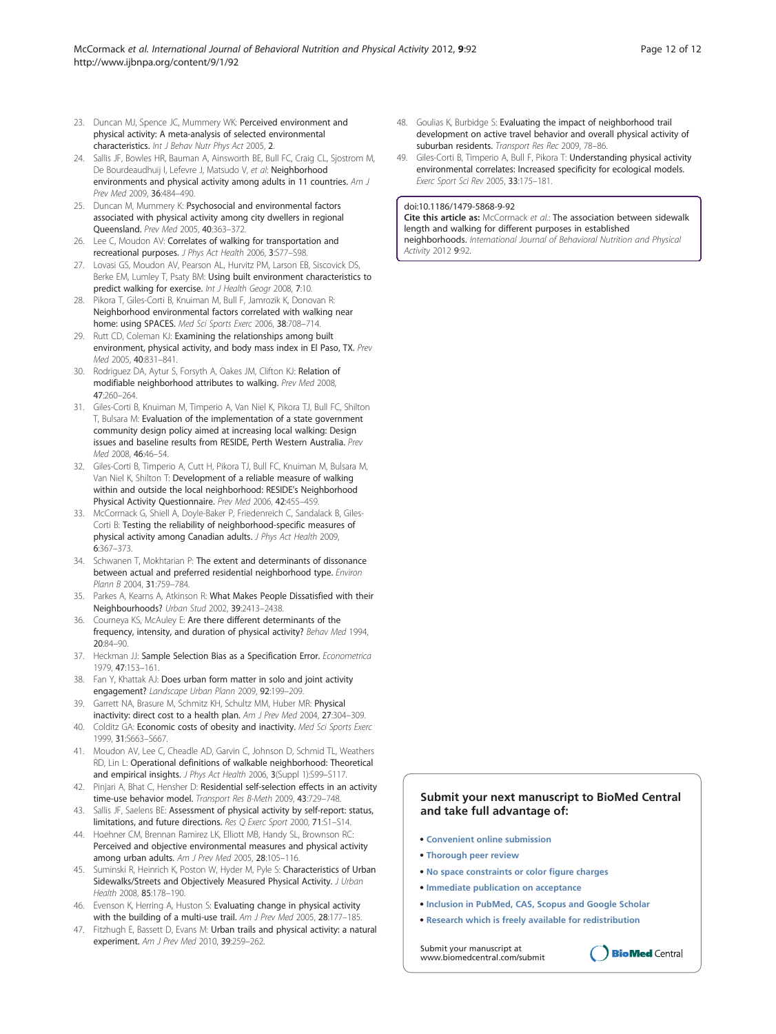23. Duncan MJ, Spence JC, Mummery WK: **Perceived environment and physical activity: A meta-analysis of selected environmental characteristics.** *Int J Behav Nutr Phys Act* 2005, **2**.
24. Sallis JF, Bowles HR, Bauman A, Ainsworth BE, Bull FC, Craig CL, Sjostrom M, De Bourdeaudhuij I, Lefevre J, Matsudo V, *et al*: **Neighborhood environments and physical activity among adults in 11 countries.** *Am J Prev Med* 2009, **36**:484–490.
25. Duncan M, Mummery K: **Psychosocial and environmental factors associated with physical activity among city dwellers in regional Queensland.** *Prev Med* 2005, **40**:363–372.
26. Lee C, Moudon AV: **Correlates of walking for transportation and recreational purposes.** *J Phys Act Health* 2006, **3**:S77–S98.
27. Lovasi GS, Moudon AV, Pearson AL, Hurvitz PM, Larson EB, Siscovick DS, Berke EM, Lumley T, Psaty BM: **Using built environment characteristics to predict walking for exercise.** *Int J Health Geogr* 2008, **7**:10.
28. Pikora T, Giles-Corti B, Knuiman M, Bull F, Jamrozik K, Donovan R: **Neighborhood environmental factors correlated with walking near home: using SPACES.** *Med Sci Sports Exerc* 2006, **38**:708–714.
29. Rutt CD, Coleman KJ: **Examining the relationships among built environment, physical activity, and body mass index in El Paso, TX.** *Prev Med* 2005, **40**:831–841.
30. Rodriguez DA, Aytur S, Forsyth A, Oakes JM, Clifton KJ: **Relation of modifiable neighborhood attributes to walking.** *Prev Med* 2008, **47**:260–264.
31. Giles-Corti B, Knuiman M, Timperio A, Van Niel K, Pikora TJ, Bull FC, Shilton T, Bulsara M: **Evaluation of the implementation of a state government community design policy aimed at increasing local walking: Design issues and baseline results from RESIDE, Perth Western Australia.** *Prev Med* 2008, **46**:46–54.
32. Giles-Corti B, Timperio A, Cutt H, Pikora TJ, Bull FC, Knuiman M, Bulsara M, Van Niel K, Shilton T: **Development of a reliable measure of walking within and outside the local neighborhood: RESIDE's Neighborhood Physical Activity Questionnaire.** *Prev Med* 2006, **42**:455–459.
33. McCormack G, Shiell A, Doyle-Baker P, Friedenreich C, Sandalack B, Giles-Corti B: **Testing the reliability of neighborhood-specific measures of physical activity among Canadian adults.** *J Phys Act Health* 2009, **6**:367–373.
34. Schwanen T, Mokhtarian P: **The extent and determinants of dissonance between actual and preferred residential neighborhood type.** *Environ Plann B* 2004, **31**:759–784.
35. Parkes A, Kearns A, Atkinson R: **What Makes People Dissatisfied with their Neighbourhoods?** *Urban Stud* 2002, **39**:2413–2438.
36. Courneya KS, McAuley E: **Are there different determinants of the frequency, intensity, and duration of physical activity?** *Behav Med* 1994, **20**:84–90.
37. Heckman JJ: **Sample Selection Bias as a Specification Error.** *Econometrica* 1979, **47**:153–161.
38. Fan Y, Khattak AJ: **Does urban form matter in solo and joint activity engagement?** *Landscape Urban Plann* 2009, **92**:199–209.
39. Garrett NA, Brasure M, Schmitz KH, Schultz MM, Huber MR: **Physical inactivity: direct cost to a health plan.** *Am J Prev Med* 2004, **27**:304–309.
40. Colditz GA: **Economic costs of obesity and inactivity.** *Med Sci Sports Exerc* 1999, **31**:S663–S667.
41. Moudon AV, Lee C, Cheadle AD, Garvin C, Johnson D, Schmid TL, Weathers RD, Lin L: **Operational definitions of walkable neighborhood: Theoretical and empirical insights.** *J Phys Act Health* 2006, **3**(Suppl 1):S99–S117.
42. Pinjari A, Bhat C, Hensher D: **Residential self-selection effects in an activity time-use behavior model.** *Transport Res B-Meth* 2009, **43**:729–748.
43. Sallis JF, Saelens BE: **Assessment of physical activity by self-report: status, limitations, and future directions.** *Res Q Exerc Sport* 2000, **71**:S1–S14.
44. Hoehner CM, Brennan Ramirez LK, Elliott MB, Handy SL, Brownson RC: **Perceived and objective environmental measures and physical activity among urban adults.** *Am J Prev Med* 2005, **28**:105–116.
45. Suminski R, Heinrich K, Poston W, Hyder M, Pyle S: **Characteristics of Urban Sidewalks/Streets and Objectively Measured Physical Activity.** *J Urban Health* 2008, **85**:178–190.
46. Evenson K, Herring A, Huston S: **Evaluating change in physical activity with the building of a multi-use trail.** *Am J Prev Med* 2005, **28**:177–185.
47. Fitzhugh E, Bassett D, Evans M: **Urban trails and physical activity: a natural experiment.** *Am J Prev Med* 2010, **39**:259–262.
48. Goulias K, Burbidge S: **Evaluating the impact of neighborhood trail development on active travel behavior and overall physical activity of suburban residents.** *Transport Res Rec* 2009, 78–86.
49. Giles-Corti B, Timperio A, Bull F, Pikora T: **Understanding physical activity environmental correlates: Increased specificity for ecological models.** *Exerc Sport Sci Rev* 2005, **33**:175–181.

doi:10.1186/1479-5868-9-92

**Cite this article as:** McCormack *et al.*: The association between sidewalk length and walking for different purposes in established neighborhoods. *International Journal of Behavioral Nutrition and Physical Activity* 2012 **9**:92.

**Submit your next manuscript to BioMed Central and take full advantage of:**

- **Convenient online submission**
- **Thorough peer review**
- **No space constraints or color figure charges**
- **Immediate publication on acceptance**
- **Inclusion in PubMed, CAS, Scopus and Google Scholar**
- **Research which is freely available for redistribution**

Submit your manuscript at www.biomedcentral.com/submit

BioMed Central